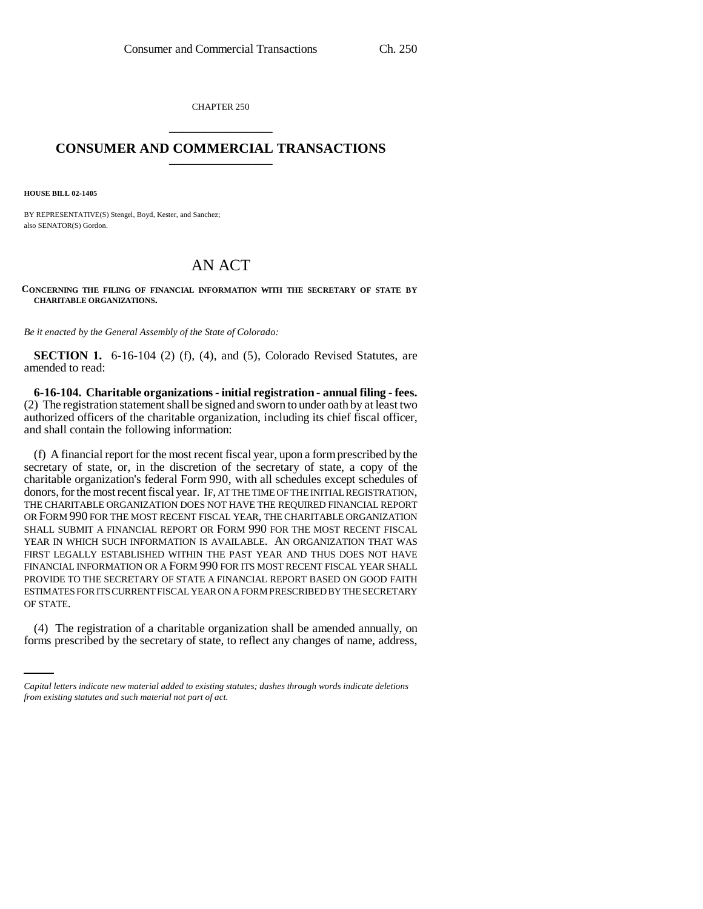CHAPTER 250

# CONSUMER AND COMMERCIAL TRANSACTIONS

**HOUSE BILL 02-1405**

BY REPRESENTATIVE(S) Stengel, Boyd, Kester, and Sanchez;
also SENATOR(S) Gordon.

# AN ACT

**CONCERNING THE FILING OF FINANCIAL INFORMATION WITH THE SECRETARY OF STATE BY CHARITABLE ORGANIZATIONS.**

*Be it enacted by the General Assembly of the State of Colorado:*

**SECTION 1.** 6-16-104 (2) (f), (4), and (5), Colorado Revised Statutes, are amended to read:

**6-16-104. Charitable organizations - initial registration - annual filing - fees.** (2) The registration statement shall be signed and sworn to under oath by at least two authorized officers of the charitable organization, including its chief fiscal officer, and shall contain the following information:

(f) A financial report for the most recent fiscal year, upon a form prescribed by the secretary of state, or, in the discretion of the secretary of state, a copy of the charitable organization's federal Form 990, with all schedules except schedules of donors, for the most recent fiscal year. IF, AT THE TIME OF THE INITIAL REGISTRATION, THE CHARITABLE ORGANIZATION DOES NOT HAVE THE REQUIRED FINANCIAL REPORT OR FORM 990 FOR THE MOST RECENT FISCAL YEAR, THE CHARITABLE ORGANIZATION SHALL SUBMIT A FINANCIAL REPORT OR FORM 990 FOR THE MOST RECENT FISCAL YEAR IN WHICH SUCH INFORMATION IS AVAILABLE. AN ORGANIZATION THAT WAS FIRST LEGALLY ESTABLISHED WITHIN THE PAST YEAR AND THUS DOES NOT HAVE FINANCIAL INFORMATION OR A FORM 990 FOR ITS MOST RECENT FISCAL YEAR SHALL PROVIDE TO THE SECRETARY OF STATE A FINANCIAL REPORT BASED ON GOOD FAITH ESTIMATES FOR ITS CURRENT FISCAL YEAR ON A FORM PRESCRIBED BY THE SECRETARY OF STATE.

(4) The registration of a charitable organization shall be amended annually, on forms prescribed by the secretary of state, to reflect any changes of name, address,

*Capital letters indicate new material added to existing statutes; dashes through words indicate deletions from existing statutes and such material not part of act.*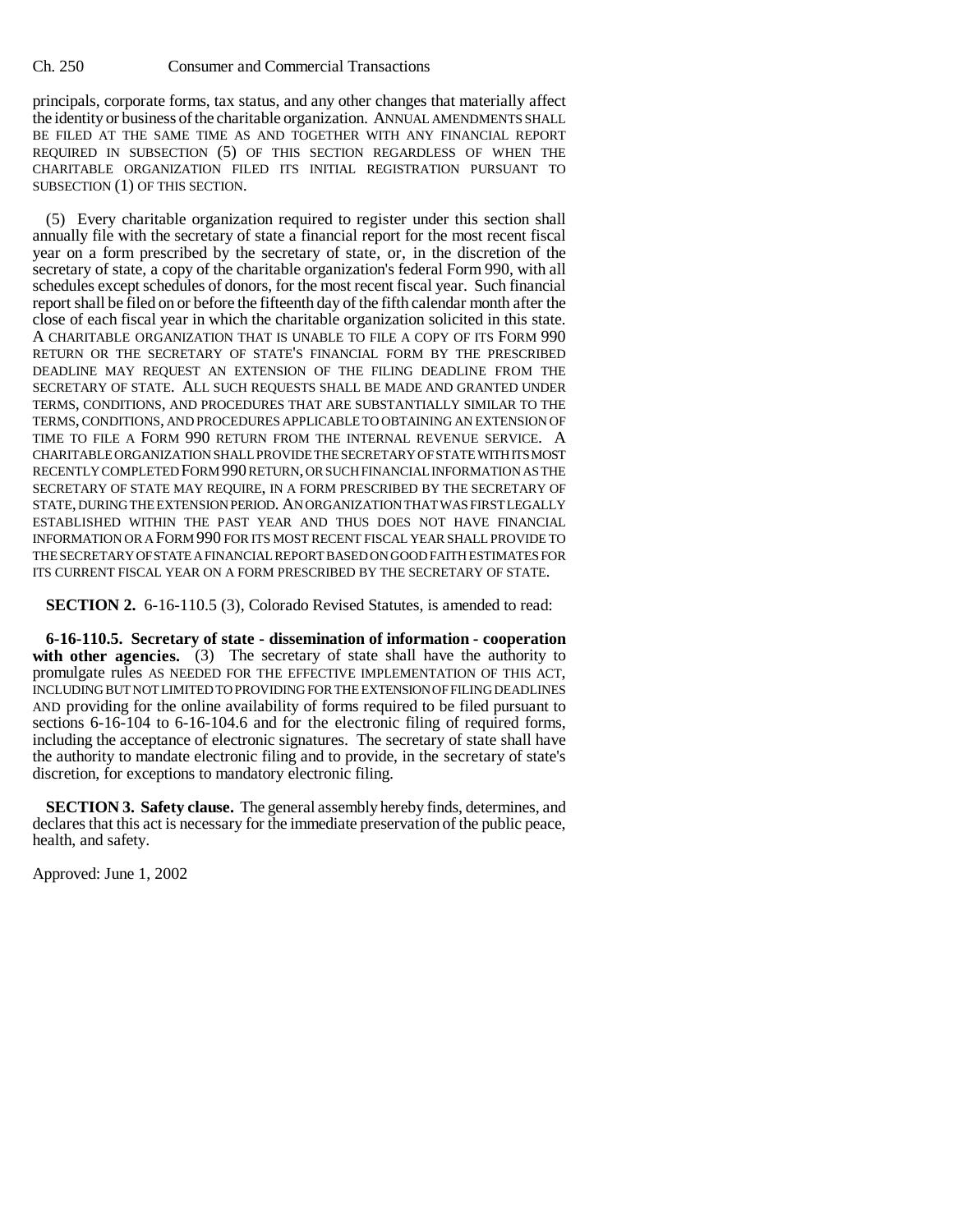principals, corporate forms, tax status, and any other changes that materially affect the identity or business of the charitable organization. ANNUAL AMENDMENTS SHALL BE FILED AT THE SAME TIME AS AND TOGETHER WITH ANY FINANCIAL REPORT REQUIRED IN SUBSECTION (5) OF THIS SECTION REGARDLESS OF WHEN THE CHARITABLE ORGANIZATION FILED ITS INITIAL REGISTRATION PURSUANT TO SUBSECTION (1) OF THIS SECTION.

(5) Every charitable organization required to register under this section shall annually file with the secretary of state a financial report for the most recent fiscal year on a form prescribed by the secretary of state, or, in the discretion of the secretary of state, a copy of the charitable organization's federal Form 990, with all schedules except schedules of donors, for the most recent fiscal year. Such financial report shall be filed on or before the fifteenth day of the fifth calendar month after the close of each fiscal year in which the charitable organization solicited in this state. A CHARITABLE ORGANIZATION THAT IS UNABLE TO FILE A COPY OF ITS FORM 990 RETURN OR THE SECRETARY OF STATE'S FINANCIAL FORM BY THE PRESCRIBED DEADLINE MAY REQUEST AN EXTENSION OF THE FILING DEADLINE FROM THE SECRETARY OF STATE. ALL SUCH REQUESTS SHALL BE MADE AND GRANTED UNDER TERMS, CONDITIONS, AND PROCEDURES THAT ARE SUBSTANTIALLY SIMILAR TO THE TERMS, CONDITIONS, AND PROCEDURES APPLICABLE TO OBTAINING AN EXTENSION OF TIME TO FILE A FORM 990 RETURN FROM THE INTERNAL REVENUE SERVICE. A CHARITABLE ORGANIZATION SHALL PROVIDE THE SECRETARY OF STATE WITH ITS MOST RECENTLY COMPLETED FORM 990 RETURN, OR SUCH FINANCIAL INFORMATION AS THE SECRETARY OF STATE MAY REQUIRE, IN A FORM PRESCRIBED BY THE SECRETARY OF STATE, DURING THE EXTENSION PERIOD. AN ORGANIZATION THAT WAS FIRST LEGALLY ESTABLISHED WITHIN THE PAST YEAR AND THUS DOES NOT HAVE FINANCIAL INFORMATION OR A FORM 990 FOR ITS MOST RECENT FISCAL YEAR SHALL PROVIDE TO THE SECRETARY OF STATE A FINANCIAL REPORT BASED ON GOOD FAITH ESTIMATES FOR ITS CURRENT FISCAL YEAR ON A FORM PRESCRIBED BY THE SECRETARY OF STATE.

**SECTION 2.** 6-16-110.5 (3), Colorado Revised Statutes, is amended to read:

**6-16-110.5. Secretary of state - dissemination of information - cooperation with other agencies.** (3) The secretary of state shall have the authority to promulgate rules AS NEEDED FOR THE EFFECTIVE IMPLEMENTATION OF THIS ACT, INCLUDING BUT NOT LIMITED TO PROVIDING FOR THE EXTENSION OF FILING DEADLINES AND providing for the online availability of forms required to be filed pursuant to sections 6-16-104 to 6-16-104.6 and for the electronic filing of required forms, including the acceptance of electronic signatures. The secretary of state shall have the authority to mandate electronic filing and to provide, in the secretary of state's discretion, for exceptions to mandatory electronic filing.

**SECTION 3. Safety clause.** The general assembly hereby finds, determines, and declares that this act is necessary for the immediate preservation of the public peace, health, and safety.

Approved: June 1, 2002